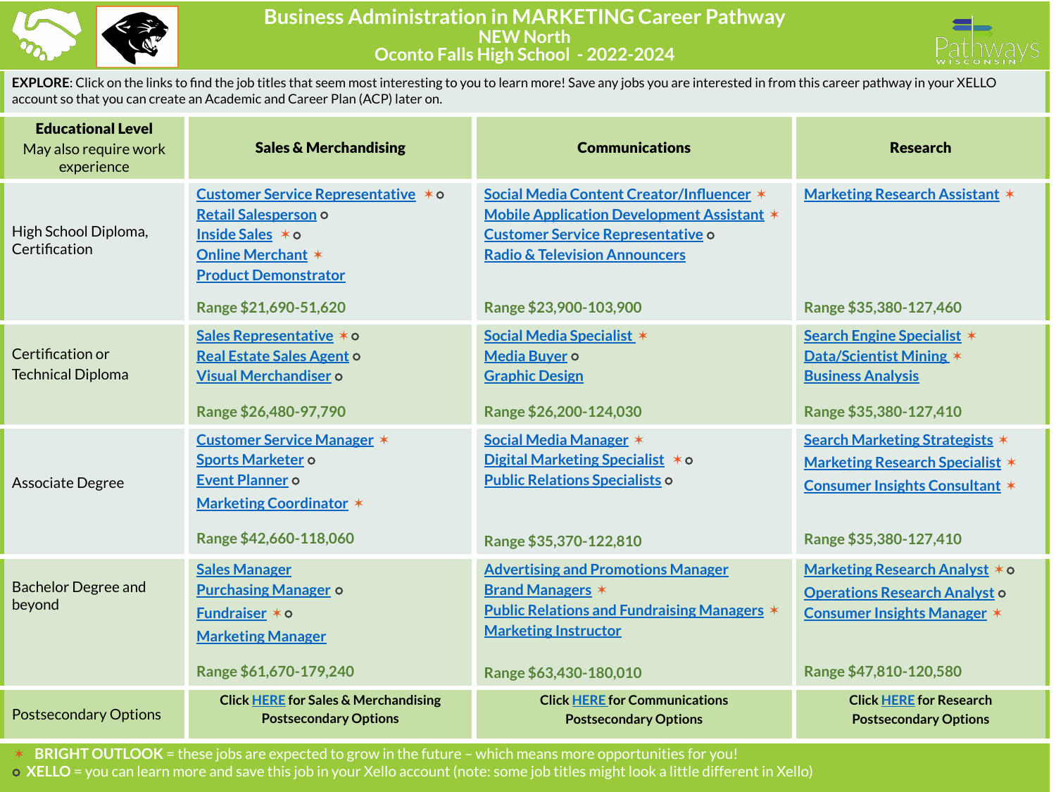# Business Administration in MARKETING Career Pathway

## NEW North

## Oconto Falls High School - 2022-2024

**EXPLORE**: Click on the links to find the job titles that seem most interesting to you to learn more! Save any jobs you are interested in from this career pathway in your XELLO account so that you can create an Academic and Career Plan (ACP) later on.

| **Educational Level** May also require work experience | **Sales & Merchandising** | **Communications** | **Research** |
|---|---|---|---|
| High School Diploma, Certification | Customer Service Representative ✶ o<br>Retail Salesperson o<br>Inside Sales ✶ o<br>Online Merchant ✶<br>Product Demonstrator<br><br>Range $21,690-51,620 | Social Media Content Creator/Influencer ✶<br>Mobile Application Development Assistant ✶<br>Customer Service Representative o<br>Radio & Television Announcers<br><br>Range $23,900-103,900 | Marketing Research Assistant ✶<br><br>Range $35,380-127,460 |
| Certification or Technical Diploma | Sales Representative ✶ o<br>Real Estate Sales Agent o<br>Visual Merchandiser o<br><br>Range $26,480-97,790 | Social Media Specialist ✶<br>Media Buyer o<br>Graphic Design<br><br>Range $26,200-124,030 | Search Engine Specialist ✶<br>Data/Scientist Mining ✶<br>Business Analysis<br><br>Range $35,380-127,410 |
| Associate Degree | Customer Service Manager ✶<br>Sports Marketer o<br>Event Planner o<br>Marketing Coordinator ✶<br><br>Range $42,660-118,060 | Social Media Manager ✶<br>Digital Marketing Specialist ✶ o<br>Public Relations Specialists o<br><br>Range $35,370-122,810 | Search Marketing Strategists ✶<br>Marketing Research Specialist ✶<br>Consumer Insights Consultant ✶<br><br>Range $35,380-127,410 |
| Bachelor Degree and beyond | Sales Manager<br>Purchasing Manager o<br>Fundraiser ✶ o<br>Marketing Manager<br><br>Range $61,670-179,240 | Advertising and Promotions Manager<br>Brand Managers ✶<br>Public Relations and Fundraising Managers ✶<br>Marketing Instructor<br><br>Range $63,430-180,010 | Marketing Research Analyst ✶ o<br>Operations Research Analyst o<br>Consumer Insights Manager ✶<br><br>Range $47,810-120,580 |
| Postsecondary Options | Click HERE for Sales & Merchandising Postsecondary Options | Click HERE for Communications Postsecondary Options | Click HERE for Research Postsecondary Options |

✶ **BRIGHT OUTLOOK** = these jobs are expected to grow in the future – which means more opportunities for you!

o **XELLO** = you can learn more and save this job in your Xello account (note: some job titles might look a little different in Xello)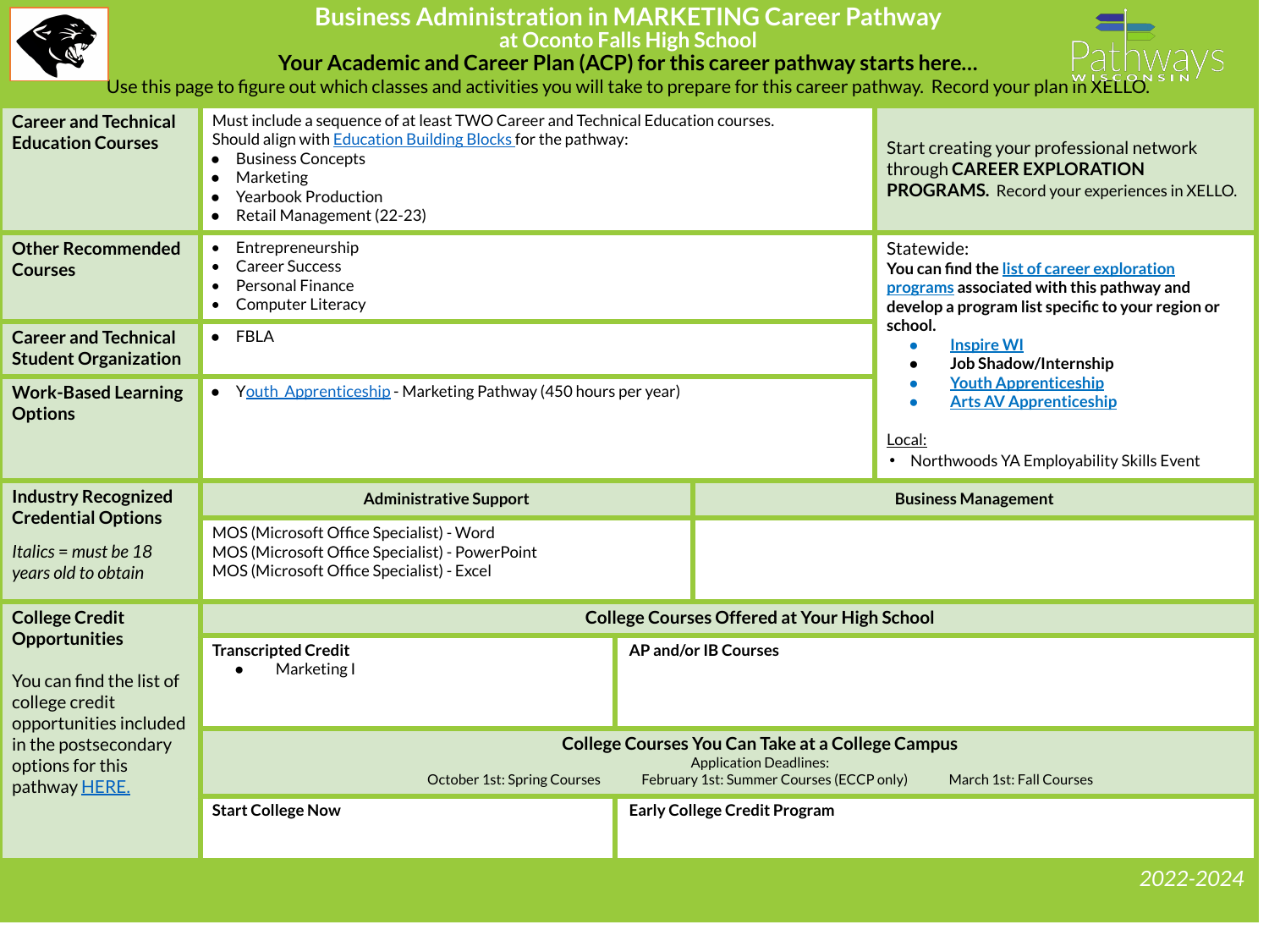# Business Administration in MARKETING Career Pathway

## at Oconto Falls High School

### Your Academic and Career Plan (ACP) for this career pathway starts here…

Use this page to figure out which classes and activities you will take to prepare for this career pathway. Record your plan in XELLO.

| | | |
|---|---|---|
| **Career and Technical Education Courses** | Must include a sequence of at least TWO Career and Technical Education courses. Should align with Education Building Blocks for the pathway:<br>• Business Concepts<br>• Marketing<br>• Yearbook Production<br>• Retail Management (22-23) | Start creating your professional network through **CAREER EXPLORATION PROGRAMS.** Record your experiences in XELLO. |
| **Other Recommended Courses** | • Entrepreneurship<br>• Career Success<br>• Personal Finance<br>• Computer Literacy | Statewide:<br>**You can find the list of career exploration programs associated with this pathway and develop a program list specific to your region or school.**<br>• **Inspire WI**<br>• **Job Shadow/Internship**<br>• **Youth Apprenticeship**<br>• **Arts AV Apprenticeship**<br><br>Local:<br>• Northwoods YA Employability Skills Event |
| **Career and Technical Student Organization** | • FBLA | |
| **Work-Based Learning Options** | • Youth Apprenticeship - Marketing Pathway (450 hours per year) | |

| **Industry Recognized Credential Options**<br><br>*Italics = must be 18 years old to obtain* | **Administrative Support** | **Business Management** |
|---|---|---|
| | MOS (Microsoft Office Specialist) - Word<br>MOS (Microsoft Office Specialist) - PowerPoint<br>MOS (Microsoft Office Specialist) - Excel | |

| **College Credit Opportunities**<br><br>You can find the list of college credit opportunities included in the postsecondary options for this pathway HERE. | **College Courses Offered at Your High School** | |
|---|---|---|
| | **Transcripted Credit**<br>• Marketing I | **AP and/or IB Courses** |
| | **College Courses You Can Take at a College Campus**<br>Application Deadlines:<br>October 1st: Spring Courses &nbsp;&nbsp; February 1st: Summer Courses (ECCP only) &nbsp;&nbsp; March 1st: Fall Courses | |
| | **Start College Now** | **Early College Credit Program** |

*2022-2024*